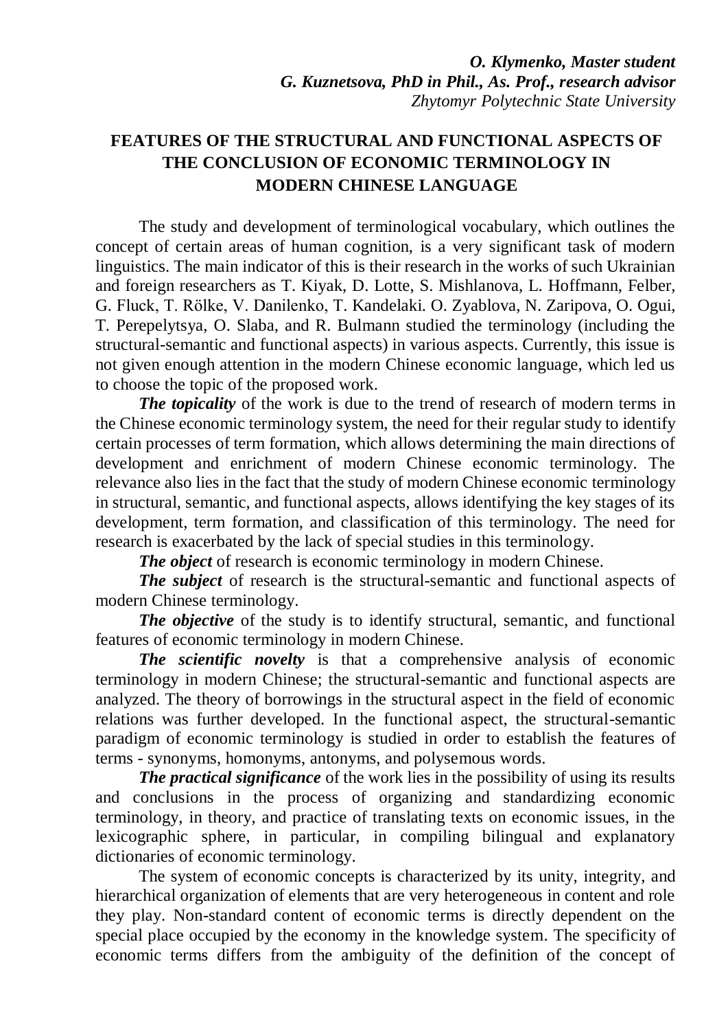***O. Klymenko, Master student***
***G. Kuznetsova, PhD in Phil., As. Prof., research advisor***
*Zhytomyr Polytechnic State University*

# FEATURES OF THE STRUCTURAL AND FUNCTIONAL ASPECTS OF THE CONCLUSION OF ECONOMIC TERMINOLOGY IN MODERN CHINESE LANGUAGE

The study and development of terminological vocabulary, which outlines the concept of certain areas of human cognition, is a very significant task of modern linguistics. The main indicator of this is their research in the works of such Ukrainian and foreign researchers as T. Kiyak, D. Lotte, S. Mishlanova, L. Hoffmann, Felber, G. Fluck, T. Rölke, V. Danilenko, T. Kandelaki. O. Zyablova, N. Zaripova, O. Ogui, T. Perepelytsya, O. Slaba, and R. Bulmann studied the terminology (including the structural-semantic and functional aspects) in various aspects. Currently, this issue is not given enough attention in the modern Chinese economic language, which led us to choose the topic of the proposed work.

***The topicality*** of the work is due to the trend of research of modern terms in the Chinese economic terminology system, the need for their regular study to identify certain processes of term formation, which allows determining the main directions of development and enrichment of modern Chinese economic terminology. The relevance also lies in the fact that the study of modern Chinese economic terminology in structural, semantic, and functional aspects, allows identifying the key stages of its development, term formation, and classification of this terminology. The need for research is exacerbated by the lack of special studies in this terminology.

***The object*** of research is economic terminology in modern Chinese.

***The subject*** of research is the structural-semantic and functional aspects of modern Chinese terminology.

***The objective*** of the study is to identify structural, semantic, and functional features of economic terminology in modern Chinese.

***The scientific novelty*** is that a comprehensive analysis of economic terminology in modern Chinese; the structural-semantic and functional aspects are analyzed. The theory of borrowings in the structural aspect in the field of economic relations was further developed. In the functional aspect, the structural-semantic paradigm of economic terminology is studied in order to establish the features of terms - synonyms, homonyms, antonyms, and polysemous words.

***The practical significance*** of the work lies in the possibility of using its results and conclusions in the process of organizing and standardizing economic terminology, in theory, and practice of translating texts on economic issues, in the lexicographic sphere, in particular, in compiling bilingual and explanatory dictionaries of economic terminology.

The system of economic concepts is characterized by its unity, integrity, and hierarchical organization of elements that are very heterogeneous in content and role they play. Non-standard content of economic terms is directly dependent on the special place occupied by the economy in the knowledge system. The specificity of economic terms differs from the ambiguity of the definition of the concept of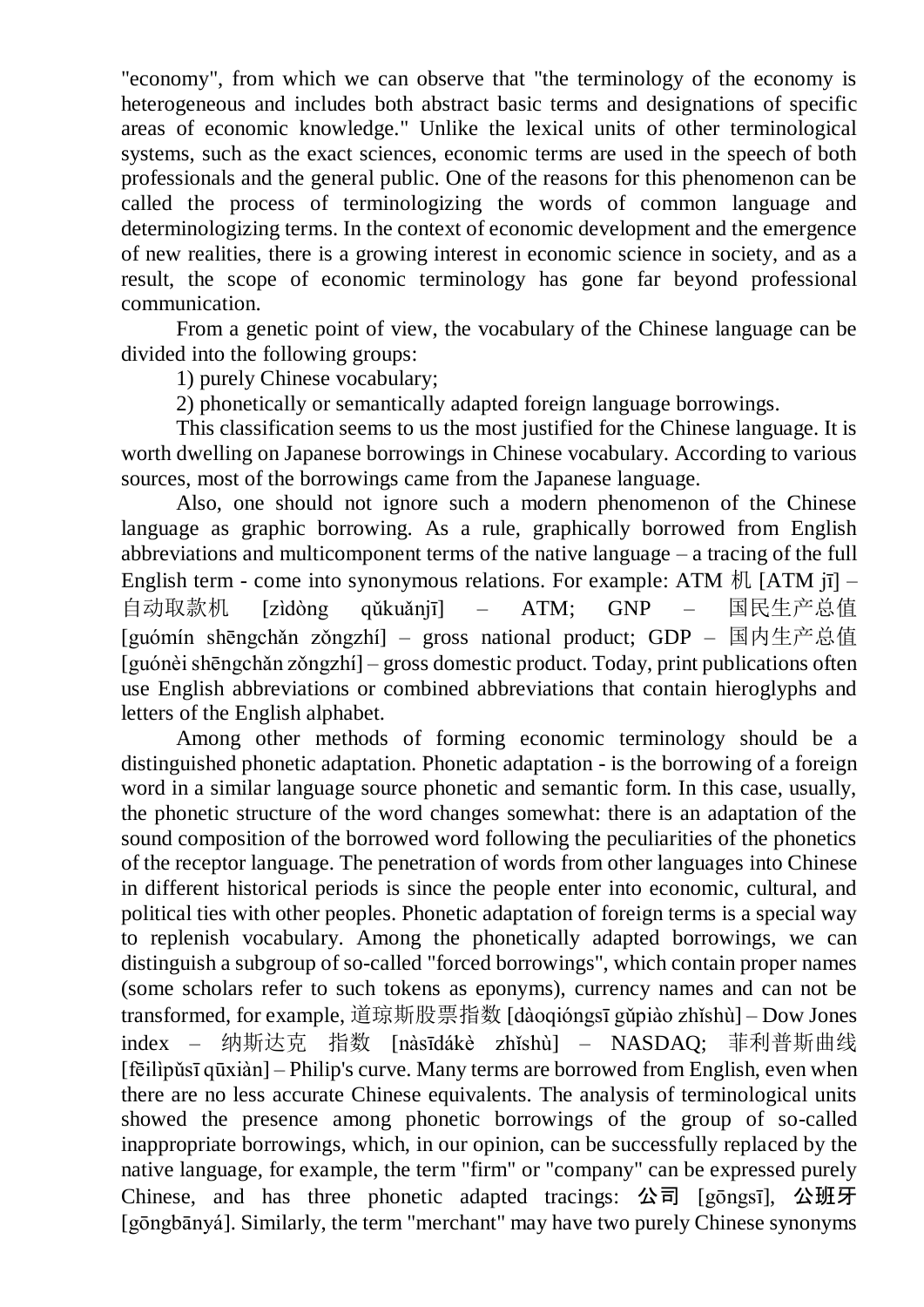"economy", from which we can observe that "the terminology of the economy is heterogeneous and includes both abstract basic terms and designations of specific areas of economic knowledge." Unlike the lexical units of other terminological systems, such as the exact sciences, economic terms are used in the speech of both professionals and the general public. One of the reasons for this phenomenon can be called the process of terminologizing the words of common language and determinologizing terms. In the context of economic development and the emergence of new realities, there is a growing interest in economic science in society, and as a result, the scope of economic terminology has gone far beyond professional communication.

From a genetic point of view, the vocabulary of the Chinese language can be divided into the following groups:

1) purely Chinese vocabulary;

2) phonetically or semantically adapted foreign language borrowings.

This classification seems to us the most justified for the Chinese language. It is worth dwelling on Japanese borrowings in Chinese vocabulary. According to various sources, most of the borrowings came from the Japanese language.

Also, one should not ignore such a modern phenomenon of the Chinese language as graphic borrowing. As a rule, graphically borrowed from English abbreviations and multicomponent terms of the native language – a tracing of the full English term - come into synonymous relations. For example: ATM 机 [ATM jī] – 自动取款机 [zìdòng qǔkuǎnjī] – ATM; GNP – 国民生产总值 [guómín shēngchǎn zǒngzhí] – gross national product; GDP – 国内生产总值 [guónèi shēngchǎn zǒngzhí] – gross domestic product. Today, print publications often use English abbreviations or combined abbreviations that contain hieroglyphs and letters of the English alphabet.

Among other methods of forming economic terminology should be a distinguished phonetic adaptation. Phonetic adaptation - is the borrowing of a foreign word in a similar language source phonetic and semantic form. In this case, usually, the phonetic structure of the word changes somewhat: there is an adaptation of the sound composition of the borrowed word following the peculiarities of the phonetics of the receptor language. The penetration of words from other languages into Chinese in different historical periods is since the people enter into economic, cultural, and political ties with other peoples. Phonetic adaptation of foreign terms is a special way to replenish vocabulary. Among the phonetically adapted borrowings, we can distinguish a subgroup of so-called "forced borrowings", which contain proper names (some scholars refer to such tokens as eponyms), currency names and can not be transformed, for example, 道琼斯股票指数 [dàoqióngsī gǔpiào zhǐshù] – Dow Jones index – 纳斯达克 指数 [nàsīdákè zhǐshù] – NASDAQ; 菲利普斯曲线 [fēilìpǔsī qūxiàn] – Philip's curve. Many terms are borrowed from English, even when there are no less accurate Chinese equivalents. The analysis of terminological units showed the presence among phonetic borrowings of the group of so-called inappropriate borrowings, which, in our opinion, can be successfully replaced by the native language, for example, the term "firm" or "company" can be expressed purely Chinese, and has three phonetic adapted tracings: **公司** [gōngsī], **公班牙** [gōngbānyá]. Similarly, the term "merchant" may have two purely Chinese synonyms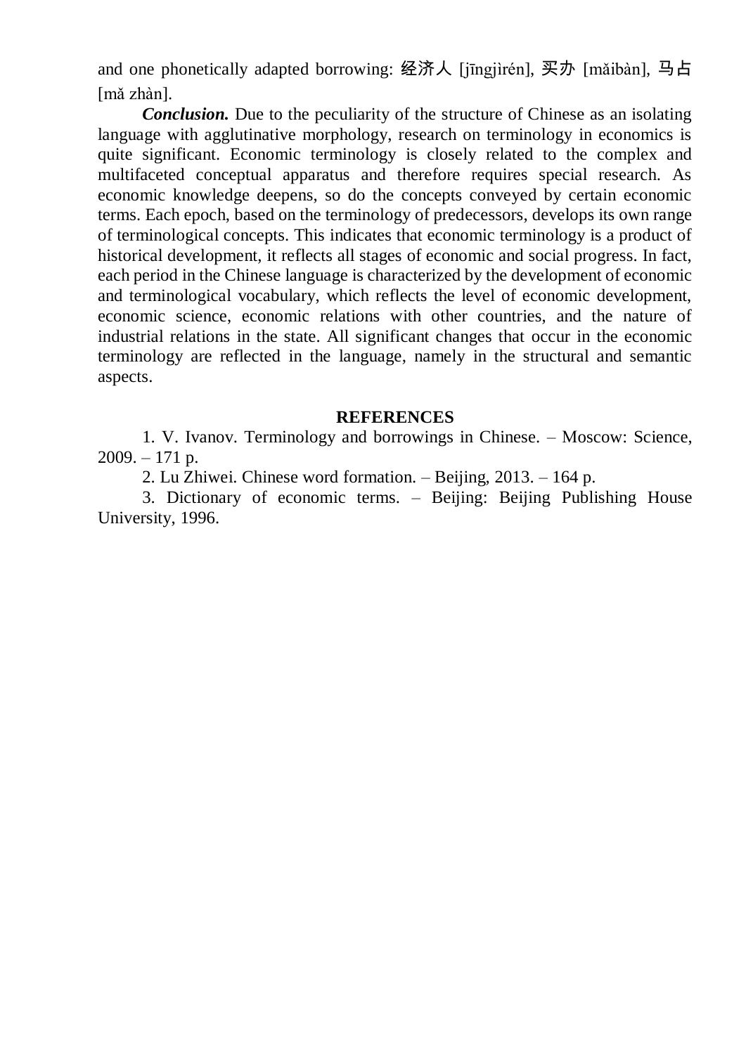and one phonetically adapted borrowing: 经济人 [jīngjìrén], 买办 [mǎibàn], 马占 [mǎ zhàn].

***Conclusion.*** Due to the peculiarity of the structure of Chinese as an isolating language with agglutinative morphology, research on terminology in economics is quite significant. Economic terminology is closely related to the complex and multifaceted conceptual apparatus and therefore requires special research. As economic knowledge deepens, so do the concepts conveyed by certain economic terms. Each epoch, based on the terminology of predecessors, develops its own range of terminological concepts. This indicates that economic terminology is a product of historical development, it reflects all stages of economic and social progress. In fact, each period in the Chinese language is characterized by the development of economic and terminological vocabulary, which reflects the level of economic development, economic science, economic relations with other countries, and the nature of industrial relations in the state. All significant changes that occur in the economic terminology are reflected in the language, namely in the structural and semantic aspects.

## REFERENCES

1. V. Ivanov. Terminology and borrowings in Chinese. – Moscow: Science, 2009. – 171 p.
2. Lu Zhiwei. Chinese word formation. – Beijing, 2013. – 164 p.
3. Dictionary of economic terms. – Beijing: Beijing Publishing House University, 1996.